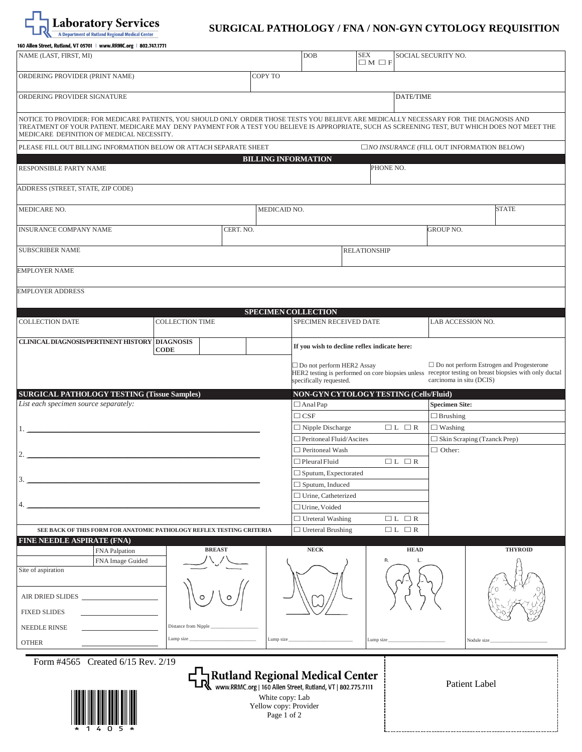Laboratory Services
A Department of Rutland Regional Medical Center

160 Allen Street, Rutland, VT 05701 | www.RRMC.org | 802.747.1771

# SURGICAL PATHOLOGY / FNA / NON-GYN CYTOLOGY REQUISITION

| NAME (LAST, FIRST, MI) | DOB | SEX ☐ M ☐ F | SOCIAL SECURITY NO. |
|---|---|---|---|

| ORDERING PROVIDER (PRINT NAME) | COPY TO |
|---|---|

| ORDERING PROVIDER SIGNATURE | DATE/TIME |
|---|---|

NOTICE TO PROVIDER: FOR MEDICARE PATIENTS, YOU SHOULD ONLY ORDER THOSE TESTS YOU BELIEVE ARE MEDICALLY NECESSARY FOR THE DIAGNOSIS AND TREATMENT OF YOUR PATIENT. MEDICARE MAY DENY PAYMENT FOR A TEST YOU BELIEVE IS APPROPRIATE, SUCH AS SCREENING TEST, BUT WHICH DOES NOT MEET THE MEDICARE DEFINITION OF MEDICAL NECESSITY.

PLEASE FILL OUT BILLING INFORMATION BELOW OR ATTACH SEPARATE SHEET ☐ *NO INSURANCE* (FILL OUT INFORMATION BELOW)

## BILLING INFORMATION

| RESPONSIBLE PARTY NAME | PHONE NO. |
|---|---|

ADDRESS (STREET, STATE, ZIP CODE)

| MEDICARE NO. | MEDICAID NO. | STATE |
|---|---|---|

| INSURANCE COMPANY NAME | CERT. NO. | GROUP NO. |
|---|---|---|

| SUBSCRIBER NAME | RELATIONSHIP |
|---|---|

EMPLOYER NAME

EMPLOYER ADDRESS

## SPECIMEN COLLECTION

| COLLECTION DATE | COLLECTION TIME | SPECIMEN RECEIVED DATE | LAB ACCESSION NO. |
|---|---|---|---|

**CLINICAL DIAGNOSIS/PERTINENT HISTORY** **DIAGNOSIS CODE**

**If you wish to decline reflex indicate here:**

☐ Do not perform HER2 Assay
HER2 testing is performed on core biopsies unless specifically requested.

☐ Do not perform Estrogen and Progesterone receptor testing on breast biopsies with only ductal carcinoma in situ (DCIS)

## SURGICAL PATHOLOGY TESTING (Tissue Samples)

*List each specimen source separately:*

1. ____________________

2. ____________________

3. ____________________

4. ____________________

**SEE BACK OF THIS FORM FOR ANATOMIC PATHOLOGY REFLEX TESTING CRITERIA**

## NON-GYN CYTOLOGY TESTING (Cells/Fluid)

| | | **Specimen Site:** |
|---|---|---|
| ☐ Anal Pap | | ☐ Brushing |
| ☐ CSF | | ☐ Washing |
| ☐ Nipple Discharge | ☐ L ☐ R | ☐ Skin Scraping (Tzanck Prep) |
| ☐ Peritoneal Fluid/Ascites | | ☐ Other: |
| ☐ Peritoneal Wash | | |
| ☐ Pleural Fluid | ☐ L ☐ R | |
| ☐ Sputum, Expectorated | | |
| ☐ Sputum, Induced | | |
| ☐ Urine, Catheterized | | |
| ☐ Urine, Voided | | |
| ☐ Ureteral Washing | ☐ L ☐ R | |
| ☐ Ureteral Brushing | ☐ L ☐ R | |

## FINE NEEDLE ASPIRATE (FNA)

| | |
|---|---|
| | FNA Palpation |
| | FNA Image Guided |

Site of aspiration

AIR DRIED SLIDES ____________

FIXED SLIDES ____________

NEEDLE RINSE ____________

OTHER ____________

**BREAST**
Distance from Nipple ____________
Lump size ____________

**NECK**
Lump size ____________

**HEAD**
R. L.
Lump size ____________

**THYROID**
Nodule size ____________

Form #4565 Created 6/15 Rev. 2/19

Rutland Regional Medical Center
www.RRMC.org | 160 Allen Street, Rutland, VT | 802.775.7111

White copy: Lab
Yellow copy: Provider

\* 1 4 0 5 \*

Patient Label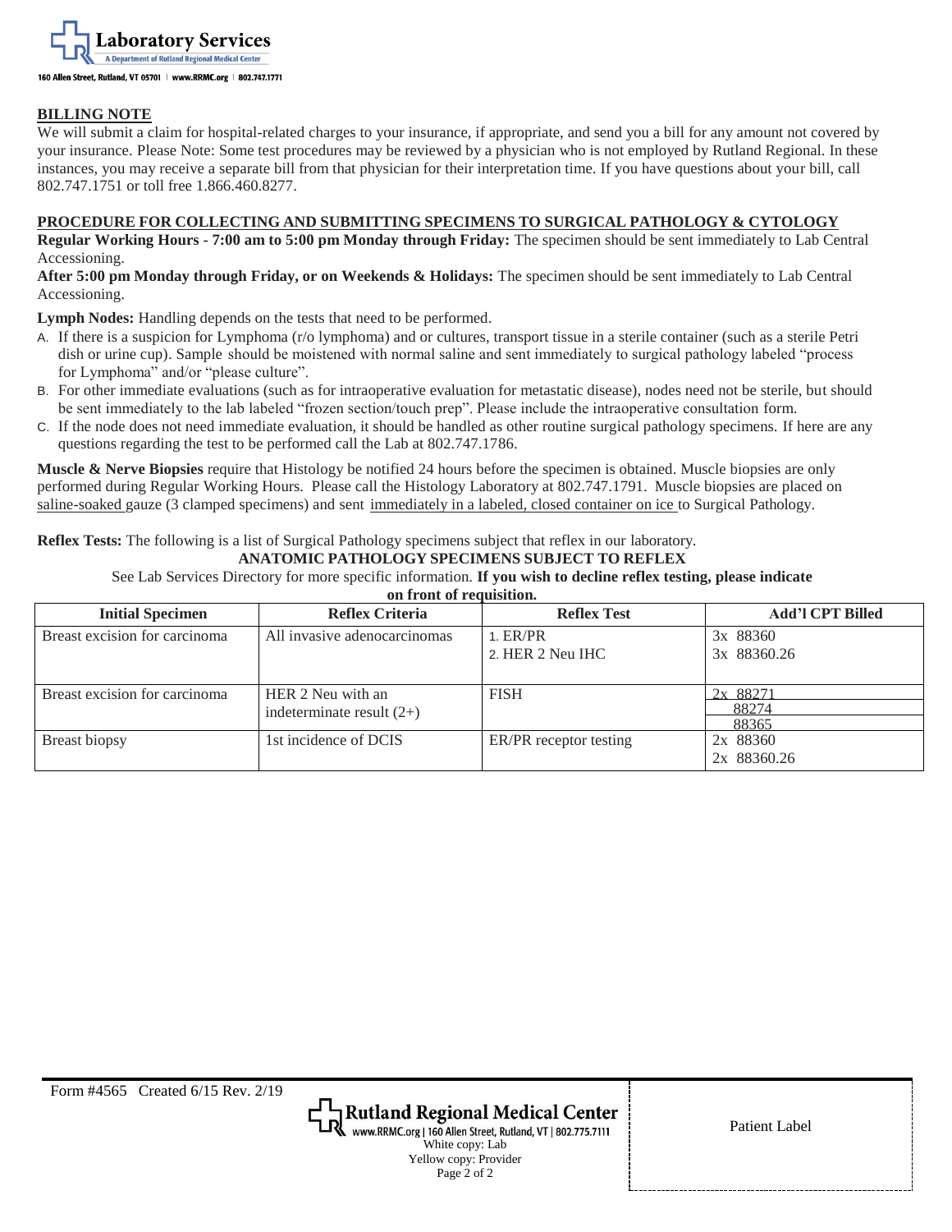**Laboratory Services**
A Department of Rutland Regional Medical Center
160 Allen Street, Rutland, VT 05701 | www.RRMC.org | 802.747.1771

## BILLING NOTE

We will submit a claim for hospital-related charges to your insurance, if appropriate, and send you a bill for any amount not covered by your insurance. Please Note: Some test procedures may be reviewed by a physician who is not employed by Rutland Regional. In these instances, you may receive a separate bill from that physician for their interpretation time. If you have questions about your bill, call 802.747.1751 or toll free 1.866.460.8277.

## PROCEDURE FOR COLLECTING AND SUBMITTING SPECIMENS TO SURGICAL PATHOLOGY & CYTOLOGY

**Regular Working Hours - 7:00 am to 5:00 pm Monday through Friday:** The specimen should be sent immediately to Lab Central Accessioning.

**After 5:00 pm Monday through Friday, or on Weekends & Holidays:** The specimen should be sent immediately to Lab Central Accessioning.

**Lymph Nodes:** Handling depends on the tests that need to be performed.

A. If there is a suspicion for Lymphoma (r/o lymphoma) and or cultures, transport tissue in a sterile container (such as a sterile Petri dish or urine cup). Sample should be moistened with normal saline and sent immediately to surgical pathology labeled "process for Lymphoma" and/or "please culture".
B. For other immediate evaluations (such as for intraoperative evaluation for metastatic disease), nodes need not be sterile, but should be sent immediately to the lab labeled "frozen section/touch prep". Please include the intraoperative consultation form.
C. If the node does not need immediate evaluation, it should be handled as other routine surgical pathology specimens. If here are any questions regarding the test to be performed call the Lab at 802.747.1786.

**Muscle & Nerve Biopsies** require that Histology be notified 24 hours before the specimen is obtained. Muscle biopsies are only performed during Regular Working Hours. Please call the Histology Laboratory at 802.747.1791. Muscle biopsies are placed on saline-soaked gauze (3 clamped specimens) and sent immediately in a labeled, closed container on ice to Surgical Pathology.

**Reflex Tests:** The following is a list of Surgical Pathology specimens subject that reflex in our laboratory.

**ANATOMIC PATHOLOGY SPECIMENS SUBJECT TO REFLEX**

See Lab Services Directory for more specific information. **If you wish to decline reflex testing, please indicate on front of requisition.**

| Initial Specimen | Reflex Criteria | Reflex Test | Add'l CPT Billed |
|---|---|---|---|
| Breast excision for carcinoma | All invasive adenocarcinomas | 1. ER/PR<br>2. HER 2 Neu IHC | 3x 88360<br>3x 88360.26 |
| Breast excision for carcinoma | HER 2 Neu with an indeterminate result (2+) | FISH | 2x 88271<br>88274<br>88365 |
| Breast biopsy | 1st incidence of DCIS | ER/PR receptor testing | 2x 88360<br>2x 88360.26 |

Form #4565 Created 6/15 Rev. 2/19

**Rutland Regional Medical Center**
www.RRMC.org | 160 Allen Street, Rutland, VT | 802.775.7111
White copy: Lab
Yellow copy: Provider

Patient Label